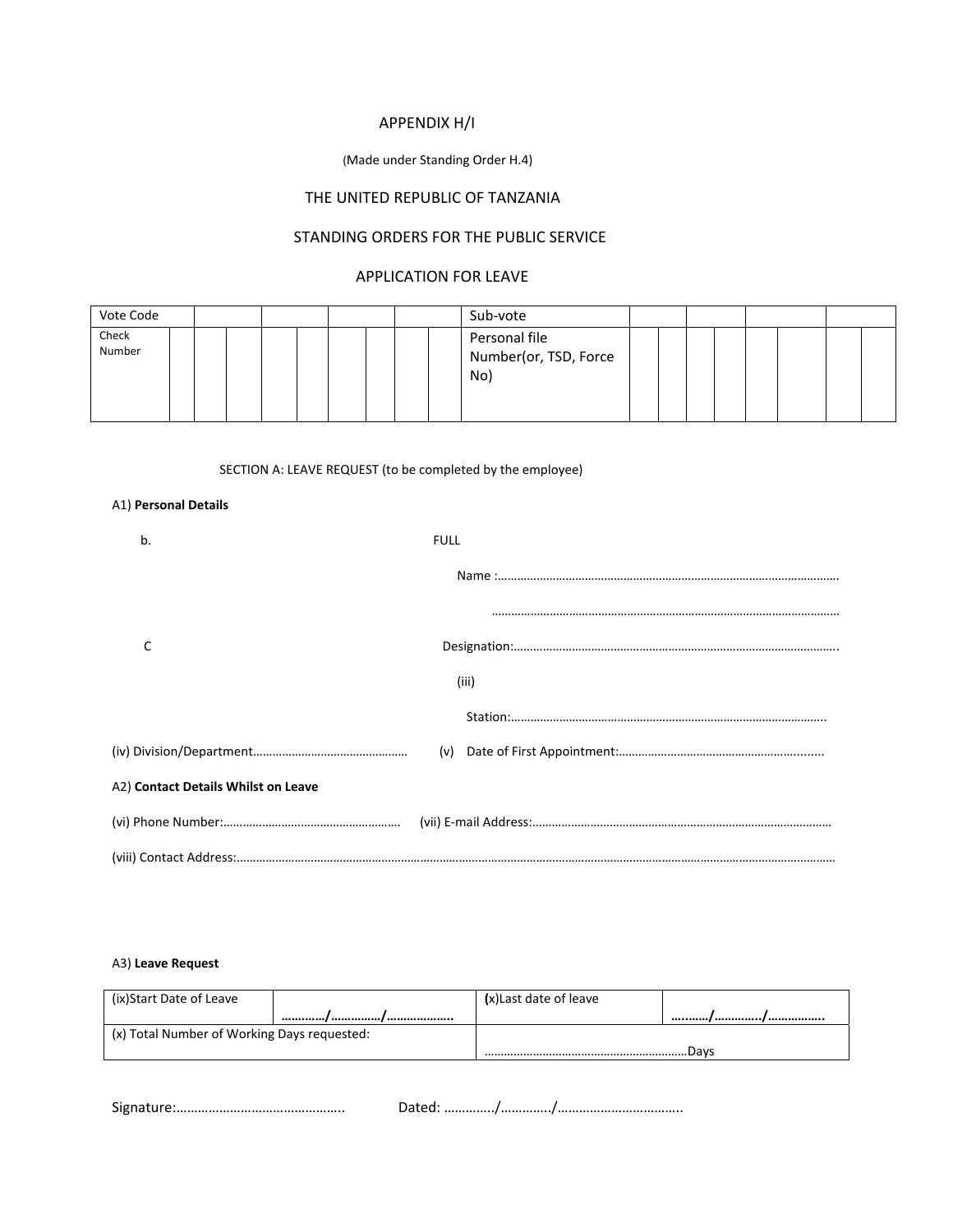APPENDIX H/I

(Made under Standing Order H.4)

THE UNITED REPUBLIC OF TANZANIA

STANDING ORDERS FOR THE PUBLIC SERVICE

APPLICATION FOR LEAVE

| Vote Code | | | | | Sub-vote | | | | |
|---|---|---|---|---|---|---|---|---|---|
| Check Number | | | | | Personal file Number(or, TSD, Force No) | | | | |

SECTION A: LEAVE REQUEST (to be completed by the employee)

A1) **Personal Details**

b. FULL Name :……………………………………………………………………………………………

…………………………………………………………………………………………………

C Designation:……………………………………………………………………………………….

(iii) Station:…………………………………………………………………………………….

(iv) Division/Department………………………………………… (v) Date of First Appointment:……………………………………………………......

A2) **Contact Details Whilst on Leave**

(vi) Phone Number:………………………………………………. (vii) E-mail Address:………………………………………………………………………………

(viii) Contact Address:………………………………………………………………………………………………………………………………………………

A3) **Leave Request**

| (ix)Start Date of Leave | …………/……………/………………. | (x)Last date of leave | ….……/…………../……………. |
|---|---|---|---|
| (x) Total Number of Working Days requested: | | ………………………………………………………Days | |

Signature:……………………………………….. Dated: …………../…………../……………………………..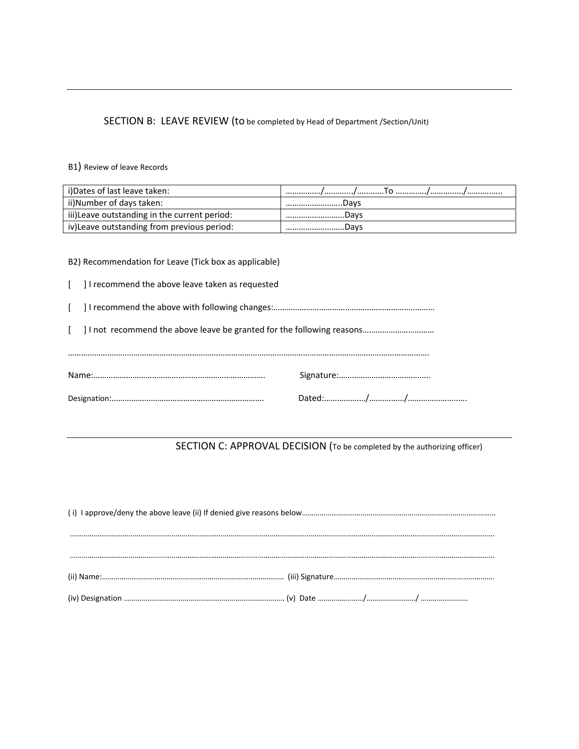---

## SECTION B: LEAVE REVIEW (to be completed by Head of Department /Section/Unit)

B1) Review of leave Records

| | |
|---|---|
| i)Dates of last leave taken: | ……………/…………/…………To …………./…………../………….. |
| ii)Number of days taken: | ……………………..Days |
| iii)Leave outstanding in the current period: | ………………………Days |
| iv)Leave outstanding from previous period: | ………………………Days |

B2) Recommendation for Leave (Tick box as applicable)

[ ] I recommend the above leave taken as requested

[ ] I recommend the above with following changes:………………………………………………………………

[ ] I not recommend the above leave be granted for the following reasons……………………………

……………………………………………………………………………………………………………………………………………

Name:…………………………………………………………………… Signature:……………………………………..

Designation:…………………………………………………………… Dated:………………/……………/……………………..

---

## SECTION C: APPROVAL DECISION (To be completed by the authorizing officer)

( i) I approve/deny the above leave (ii) If denied give reasons below……………………………………………………………………………………

………………………………………………………………………………………………………………………………………………………………………………

………………………………………………………………………………………………………………………………………………………………………………

(ii) Name:…………………………………………………………………………… (iii) Signature………………………………………………………………………

(iv) Designation ……………………………………………………………………… (v) Date ……………………/……………………/ ……………………